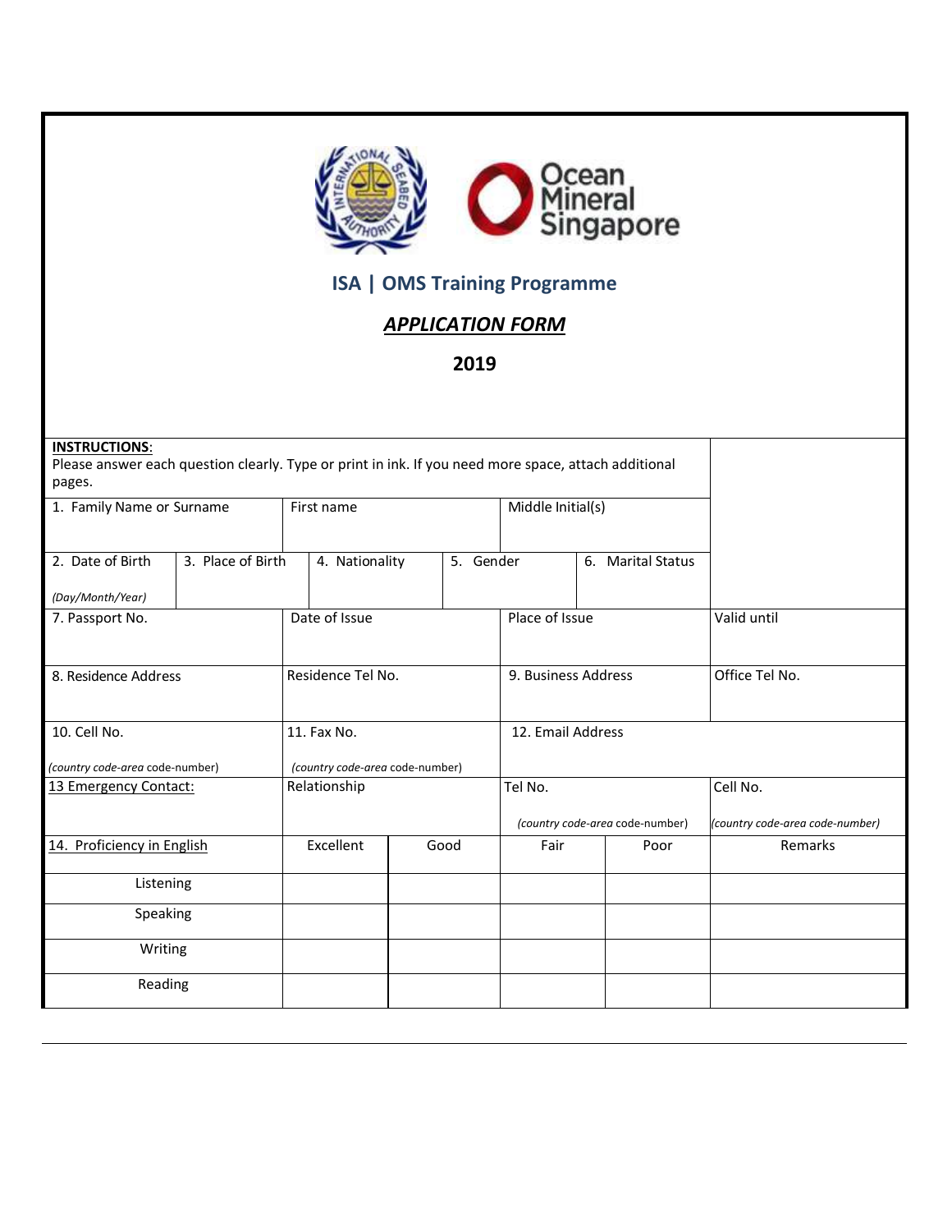## ISA | OMS Training Programme

## ***APPLICATION FORM***

## 2019

**INSTRUCTIONS**:
Please answer each question clearly. Type or print in ink. If you need more space, attach additional pages.

| 1. Family Name or Surname | | First name | | Middle Initial(s) | |
|---|---|---|---|---|---|
| 2. Date of Birth *(Day/Month/Year)* | 3. Place of Birth | 4. Nationality | 5. Gender | 6. Marital Status | |
| 7. Passport No. | | Date of Issue | Place of Issue | | Valid until |
| 8. Residence Address | | Residence Tel No. | 9. Business Address | | Office Tel No. |
| 10. Cell No. *(country code-area* code-number) | | 11. Fax No. *(country code-area* code-number) | 12. Email Address | | |
| 13 Emergency Contact: | | Relationship | Tel No. *(country code-area* code-number) | | Cell No. *(country code-area code-number)* |

| 14. Proficiency in English | Excellent | Good | Fair | Poor | Remarks |
|---|---|---|---|---|---|
| Listening | | | | | |
| Speaking | | | | | |
| Writing | | | | | |
| Reading | | | | | |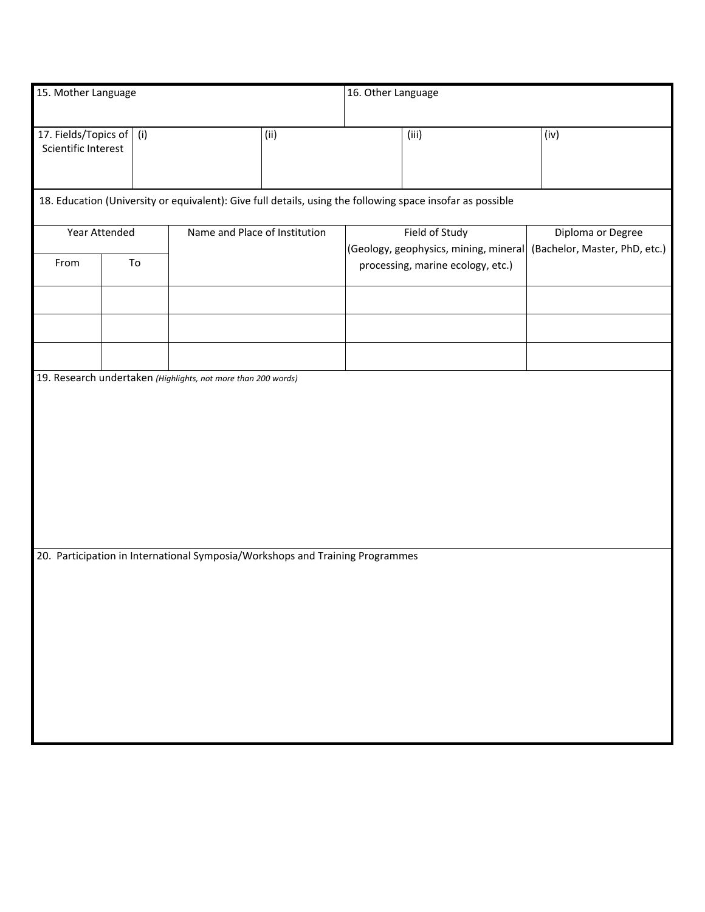| 15. Mother Language | 16. Other Language |
|---|---|
| | |

| 17. Fields/Topics of Scientific Interest | (i) | (ii) | (iii) | (iv) |
|---|---|---|---|---|
| | | | | |

18. Education (University or equivalent): Give full details, using the following space insofar as possible

| Year Attended | | Name and Place of Institution | Field of Study (Geology, geophysics, mining, mineral processing, marine ecology, etc.) | Diploma or Degree (Bachelor, Master, PhD, etc.) |
|---|---|---|---|---|
| From | To | | | |
| | | | | |
| | | | | |
| | | | | |

19. Research undertaken *(Highlights, not more than 200 words)*

20. Participation in International Symposia/Workshops and Training Programmes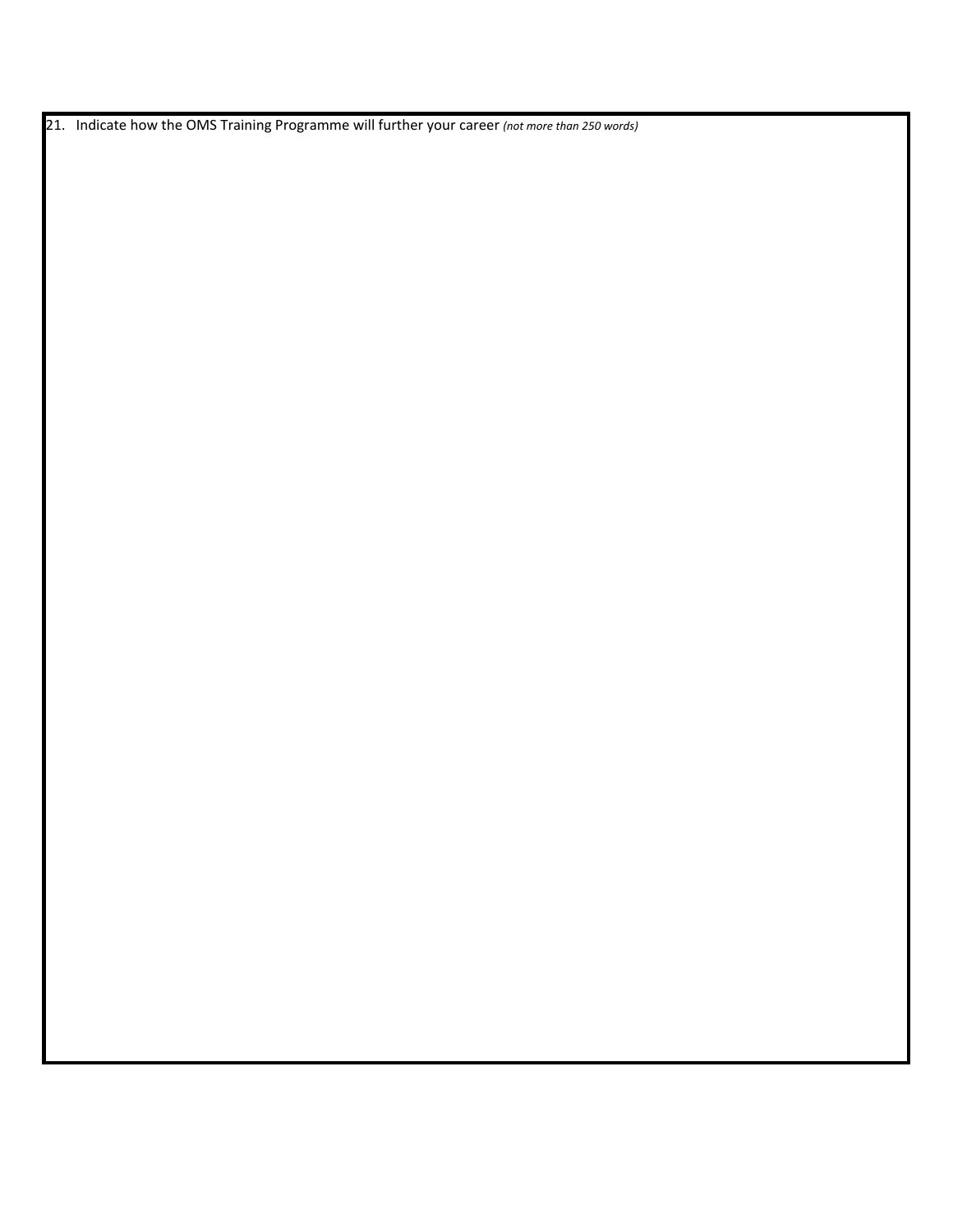21. Indicate how the OMS Training Programme will further your career *(not more than 250 words)*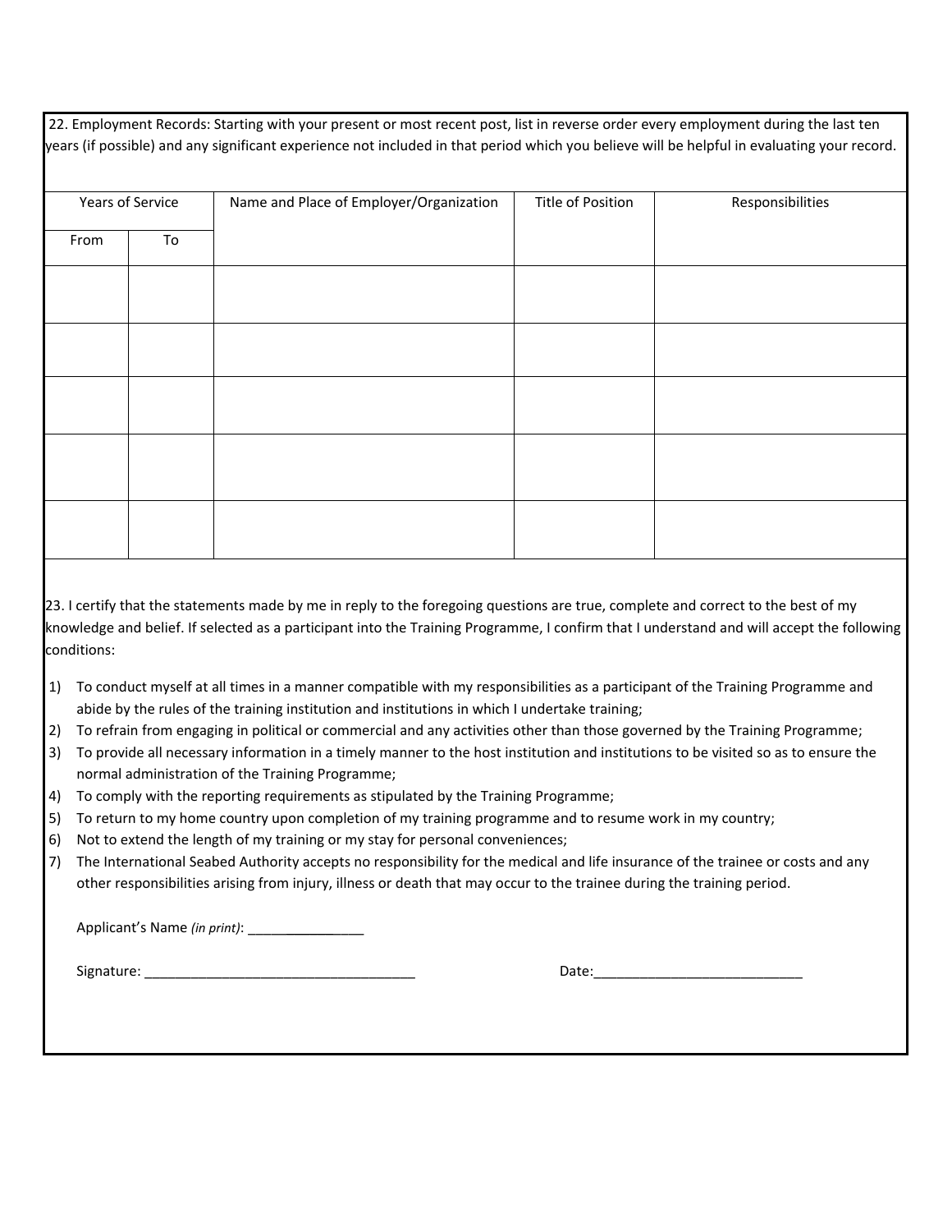22. Employment Records: Starting with your present or most recent post, list in reverse order every employment during the last ten years (if possible) and any significant experience not included in that period which you believe will be helpful in evaluating your record.

| Years of Service | | Name and Place of Employer/Organization | Title of Position | Responsibilities |
|---|---|---|---|---|
| From | To | | | |
| | | | | |
| | | | | |
| | | | | |
| | | | | |
| | | | | |

23. I certify that the statements made by me in reply to the foregoing questions are true, complete and correct to the best of my knowledge and belief. If selected as a participant into the Training Programme, I confirm that I understand and will accept the following conditions:

1) To conduct myself at all times in a manner compatible with my responsibilities as a participant of the Training Programme and abide by the rules of the training institution and institutions in which I undertake training;
2) To refrain from engaging in political or commercial and any activities other than those governed by the Training Programme;
3) To provide all necessary information in a timely manner to the host institution and institutions to be visited so as to ensure the normal administration of the Training Programme;
4) To comply with the reporting requirements as stipulated by the Training Programme;
5) To return to my home country upon completion of my training programme and to resume work in my country;
6) Not to extend the length of my training or my stay for personal conveniences;
7) The International Seabed Authority accepts no responsibility for the medical and life insurance of the trainee or costs and any other responsibilities arising from injury, illness or death that may occur to the trainee during the training period.

Applicant's Name *(in print)*: _______________

Signature: ___________________________________ Date:___________________________